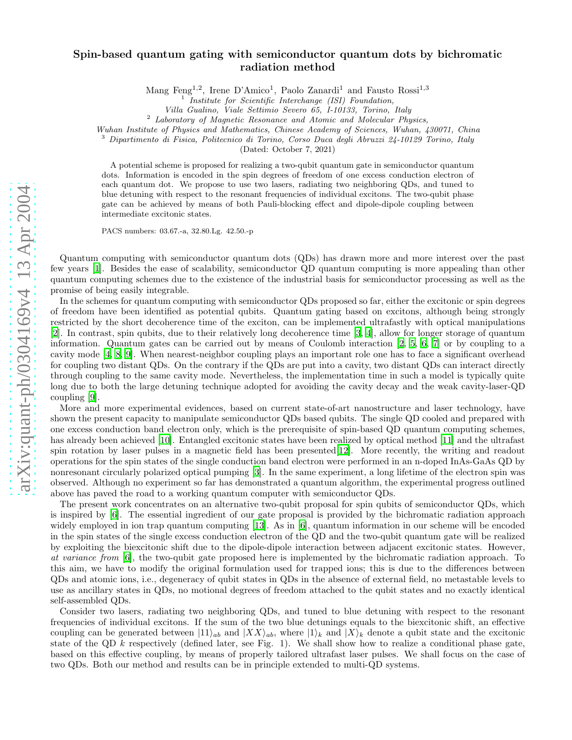# Spin-based quantum gating with semiconductor quantum dots by bichromatic radiation method

Mang Feng[1,2], Irene D'Amico[1], Paolo Zanardi[1] and Fausto Rossi[1,3]

[1] *Institute for Scientific Interchange (ISI) Foundation, Villa Gualino, Viale Settimio Severo 65, I-10133, Torino, Italy*

[2] *Laboratory of Magnetic Resonance and Atomic and Molecular Physics, Wuhan Institute of Physics and Mathematics, Chinese Academy of Sciences, Wuhan, 430071, China*

[3] *Dipartimento di Fisica, Politecnico di Torino, Corso Duca degli Abruzzi 24-10129 Torino, Italy*

(Dated: October 7, 2021)

A potential scheme is proposed for realizing a two-qubit quantum gate in semiconductor quantum dots. Information is encoded in the spin degrees of freedom of one excess conduction electron of each quantum dot. We propose to use two lasers, radiating two neighboring QDs, and tuned to blue detuning with respect to the resonant frequencies of individual excitons. The two-qubit phase gate can be achieved by means of both Pauli-blocking effect and dipole-dipole coupling between intermediate excitonic states.

PACS numbers: 03.67.-a, 32.80.Lg. 42.50.-p

Quantum computing with semiconductor quantum dots (QDs) has drawn more and more interest over the past few years [1]. Besides the ease of scalability, semiconductor QD quantum computing is more appealing than other quantum computing schemes due to the existence of the industrial basis for semiconductor processing as well as the promise of being easily integrable.

In the schemes for quantum computing with semiconductor QDs proposed so far, either the excitonic or spin degrees of freedom have been identified as potential qubits. Quantum gating based on excitons, although being strongly restricted by the short decoherence time of the exciton, can be implemented ultrafastly with optical manipulations [2]. In contrast, spin qubits, due to their relatively long decoherence time [3, 4], allow for longer storage of quantum information. Quantum gates can be carried out by means of Coulomb interaction [2, 5, 6, 7] or by coupling to a cavity mode [4, 8, 9]. When nearest-neighbor coupling plays an important role one has to face a significant overhead for coupling two distant QDs. On the contrary if the QDs are put into a cavity, two distant QDs can interact directly through coupling to the same cavity mode. Nevertheless, the implementation time in such a model is typically quite long due to both the large detuning technique adopted for avoiding the cavity decay and the weak cavity-laser-QD coupling [9].

More and more experimental evidences, based on current state-of-art nanostructure and laser technology, have shown the present capacity to manipulate semiconductor QDs based qubits. The single QD cooled and prepared with one excess conduction band electron only, which is the prerequisite of spin-based QD quantum computing schemes, has already been achieved [10]. Entangled excitonic states have been realized by optical method [11] and the ultrafast spin rotation by laser pulses in a magnetic field has been presented[12]. More recently, the writing and readout operations for the spin states of the single conduction band electron were performed in an n-doped InAs-GaAs QD by nonresonant circularly polarized optical pumping [3]. In the same experiment, a long lifetime of the electron spin was observed. Although no experiment so far has demonstrated a quantum algorithm, the experimental progress outlined above has paved the road to a working quantum computer with semiconductor QDs.

The present work concentrates on an alternative two-qubit proposal for spin qubits of semiconductor QDs, which is inspired by [6]. The essential ingredient of our gate proposal is provided by the bichromatic radiation approach widely employed in ion trap quantum computing [13]. As in [6], quantum information in our scheme will be encoded in the spin states of the single excess conduction electron of the QD and the two-qubit quantum gate will be realized by exploiting the biexcitonic shift due to the dipole-dipole interaction between adjacent excitonic states. However, *at variance from* [6], the two-qubit gate proposed here is implemented by the bichromatic radiation approach. To this aim, we have to modify the original formulation used for trapped ions; this is due to the differences between QDs and atomic ions, i.e., degeneracy of qubit states in QDs in the absence of external field, no metastable levels to use as ancillary states in QDs, no motional degrees of freedom attached to the qubit states and no exactly identical self-assembled QDs.

Consider two lasers, radiating two neighboring QDs, and tuned to blue detuning with respect to the resonant frequencies of individual excitons. If the sum of the two blue detunings equals to the biexcitonic shift, an effective coupling can be generated between $|11\rangle_{ab}$ and $|XX\rangle_{ab}$, where $|1\rangle_k$ and $|X\rangle_k$ denote a qubit state and the excitonic state of the QD $k$ respectively (defined later, see Fig. 1). We shall show how to realize a conditional phase gate, based on this effective coupling, by means of properly tailored ultrafast laser pulses. We shall focus on the case of two QDs. Both our method and results can be in principle extended to multi-QD systems.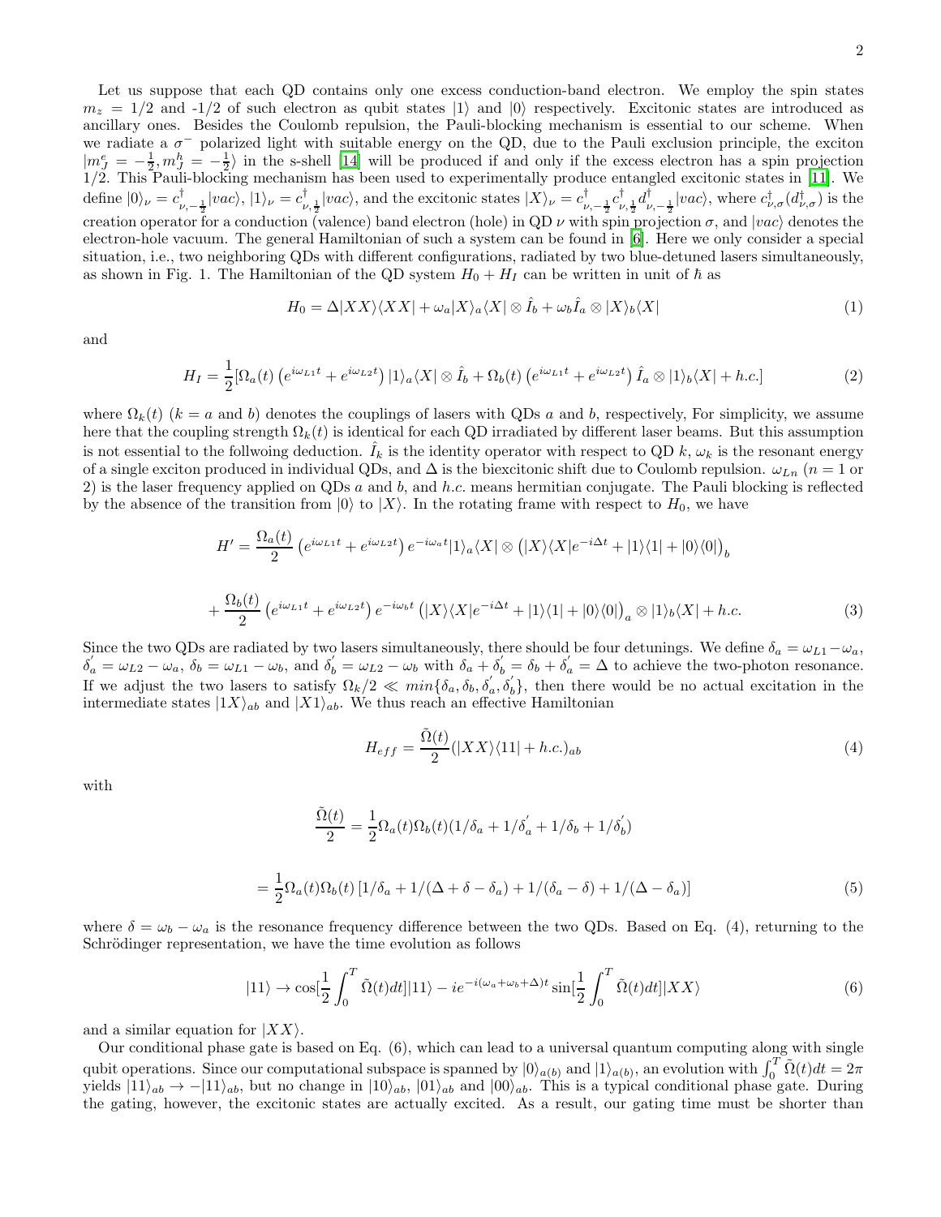Let us suppose that each QD contains only one excess conduction-band electron. We employ the spin states $m_z = 1/2$ and -1/2 of such electron as qubit states $|1\rangle$ and $|0\rangle$ respectively. Excitonic states are introduced as ancillary ones. Besides the Coulomb repulsion, the Pauli-blocking mechanism is essential to our scheme. When we radiate a $\sigma^-$ polarized light with suitable energy on the QD, due to the Pauli exclusion principle, the exciton $|m_J^e = -\frac{1}{2}, m_J^h = -\frac{1}{2}\rangle$ in the s-shell [14] will be produced if and only if the excess electron has a spin projection 1/2. This Pauli-blocking mechanism has been used to experimentally produce entangled excitonic states in [11]. We define $|0\rangle_\nu = c^\dagger_{\nu,-\frac{1}{2}}|vac\rangle$, $|1\rangle_\nu = c^\dagger_{\nu,\frac{1}{2}}|vac\rangle$, and the excitonic states $|X\rangle_\nu = c^\dagger_{\nu,-\frac{1}{2}}c^\dagger_{\nu,\frac{1}{2}}d^\dagger_{\nu,-\frac{1}{2}}|vac\rangle$, where $c^\dagger_{\nu,\sigma}(d^\dagger_{\nu,\sigma})$ is the creation operator for a conduction (valence) band electron (hole) in QD $\nu$ with spin projection $\sigma$, and $|vac\rangle$ denotes the electron-hole vacuum. The general Hamiltonian of such a system can be found in [6]. Here we only consider a special situation, i.e., two neighboring QDs with different configurations, radiated by two blue-detuned lasers simultaneously, as shown in Fig. 1. The Hamiltonian of the QD system $H_0 + H_I$ can be written in unit of $\hbar$ as

$$H_0 = \Delta|XX\rangle\langle XX| + \omega_a|X\rangle_a\langle X| \otimes \hat{I}_b + \omega_b\hat{I}_a \otimes |X\rangle_b\langle X| \tag{1}$$

and

$$H_I = \frac{1}{2}[\Omega_a(t)\left(e^{i\omega_{L1}t} + e^{i\omega_{L2}t}\right)|1\rangle_a\langle X| \otimes \hat{I}_b + \Omega_b(t)\left(e^{i\omega_{L1}t} + e^{i\omega_{L2}t}\right)\hat{I}_a \otimes |1\rangle_b\langle X| + h.c.] \tag{2}$$

where $\Omega_k(t)$ ($k = a$ and $b$) denotes the couplings of lasers with QDs $a$ and $b$, respectively, For simplicity, we assume here that the coupling strength $\Omega_k(t)$ is identical for each QD irradiated by different laser beams. But this assumption is not essential to the follwoing deduction. $\hat{I}_k$ is the identity operator with respect to QD $k$, $\omega_k$ is the resonant energy of a single exciton produced in individual QDs, and $\Delta$ is the biexcitonic shift due to Coulomb repulsion. $\omega_{Ln}$ ($n = 1$ or 2) is the laser frequency applied on QDs $a$ and $b$, and $h.c.$ means hermitian conjugate. The Pauli blocking is reflected by the absence of the transition from $|0\rangle$ to $|X\rangle$. In the rotating frame with respect to $H_0$, we have

$$H' = \frac{\Omega_a(t)}{2}\left(e^{i\omega_{L1}t} + e^{i\omega_{L2}t}\right)e^{-i\omega_a t}|1\rangle_a\langle X| \otimes \left(|X\rangle\langle X|e^{-i\Delta t} + |1\rangle\langle 1| + |0\rangle\langle 0|\right)_b$$

$$+ \frac{\Omega_b(t)}{2}\left(e^{i\omega_{L1}t} + e^{i\omega_{L2}t}\right)e^{-i\omega_b t}\left(|X\rangle\langle X|e^{-i\Delta t} + |1\rangle\langle 1| + |0\rangle\langle 0|\right)_a \otimes |1\rangle_b\langle X| + h.c. \tag{3}$$

Since the two QDs are radiated by two lasers simultaneously, there should be four detunings. We define $\delta_a = \omega_{L1} - \omega_a$, $\delta_a' = \omega_{L2} - \omega_a$, $\delta_b = \omega_{L1} - \omega_b$, and $\delta_b' = \omega_{L2} - \omega_b$ with $\delta_a + \delta_b' = \delta_b + \delta_a' = \Delta$ to achieve the two-photon resonance. If we adjust the two lasers to satisfy $\Omega_k/2 \ll min\{\delta_a, \delta_b, \delta_a', \delta_b'\}$, then there would be no actual excitation in the intermediate states $|1X\rangle_{ab}$ and $|X1\rangle_{ab}$. We thus reach an effective Hamiltonian

$$H_{eff} = \frac{\tilde{\Omega}(t)}{2}(|XX\rangle\langle 11| + h.c.)_{ab} \tag{4}$$

with

$$\frac{\tilde{\Omega}(t)}{2} = \frac{1}{2}\Omega_a(t)\Omega_b(t)(1/\delta_a + 1/\delta_a' + 1/\delta_b + 1/\delta_b')$$

$$= \frac{1}{2}\Omega_a(t)\Omega_b(t)\left[1/\delta_a + 1/(\Delta + \delta - \delta_a) + 1/(\delta_a - \delta) + 1/(\Delta - \delta_a)\right] \tag{5}$$

where $\delta = \omega_b - \omega_a$ is the resonance frequency difference between the two QDs. Based on Eq. (4), returning to the Schrödinger representation, we have the time evolution as follows

$$|11\rangle \to \cos[\frac{1}{2}\int_0^T \tilde{\Omega}(t)dt]|11\rangle - ie^{-i(\omega_a + \omega_b + \Delta)t}\sin[\frac{1}{2}\int_0^T \tilde{\Omega}(t)dt]|XX\rangle \tag{6}$$

and a similar equation for $|XX\rangle$.

Our conditional phase gate is based on Eq. (6), which can lead to a universal quantum computing along with single qubit operations. Since our computational subspace is spanned by $|0\rangle_{a(b)}$ and $|1\rangle_{a(b)}$, an evolution with $\int_0^T \tilde{\Omega}(t)dt = 2\pi$ yields $|11\rangle_{ab} \to -|11\rangle_{ab}$, but no change in $|10\rangle_{ab}$, $|01\rangle_{ab}$ and $|00\rangle_{ab}$. This is a typical conditional phase gate. During the gating, however, the excitonic states are actually excited. As a result, our gating time must be shorter than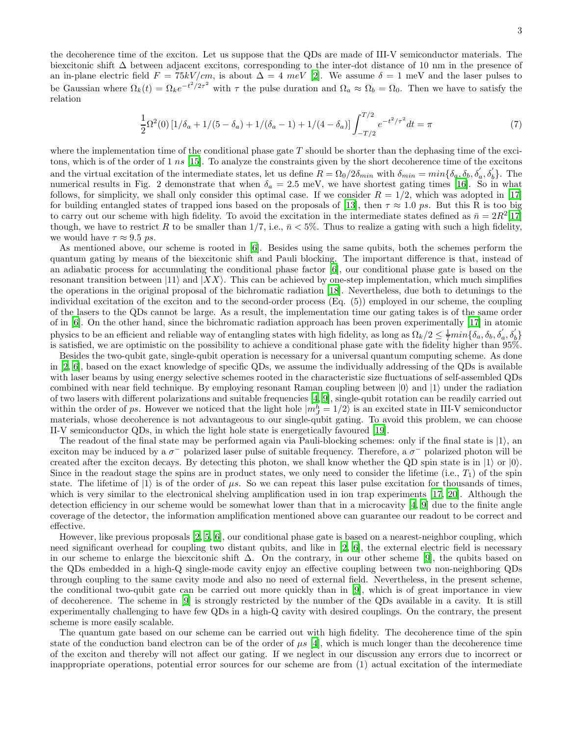the decoherence time of the exciton. Let us suppose that the QDs are made of III-V semiconductor materials. The biexcitonic shift $\Delta$ between adjacent excitons, corresponding to the inter-dot distance of 10 nm in the presence of an in-plane electric field $F = 75kV/cm$, is about $\Delta = 4$ $meV$ [2]. We assume $\delta = 1$ meV and the laser pulses to be Gaussian where $\Omega_k(t) = \Omega_k e^{-t^2/2\tau^2}$ with $\tau$ the pulse duration and $\Omega_a \approx \Omega_b = \Omega_0$. Then we have to satisfy the relation

$$\frac{1}{2}\Omega^2(0)\left[1/\delta_a + 1/(5-\delta_a) + 1/(\delta_a - 1) + 1/(4-\delta_a)\right]\int_{-T/2}^{T/2} e^{-t^2/\tau^2}dt = \pi \tag{7}$$

where the implementation time of the conditional phase gate $T$ should be shorter than the dephasing time of the excitons, which is of the order of 1 $ns$ [15]. To analyze the constraints given by the short decoherence time of the excitons and the virtual excitation of the intermediate states, let us define $R = \Omega_0/2\delta_{min}$ with $\delta_{min} = min\{\delta_a, \delta_b, \delta_a^{'}, \delta_b^{'}\}$. The numerical results in Fig. 2 demonstrate that when $\delta_a = 2.5$ meV, we have shortest gating times [16]. So in what follows, for simplicity, we shall only consider this optimal case. If we consider $R = 1/2$, which was adopted in [17] for building entangled states of trapped ions based on the proposals of [13], then $\tau \approx 1.0$ $ps$. But this R is too big to carry out our scheme with high fidelity. To avoid the excitation in the intermediate states defined as $\bar{n} = 2R^2$[17] though, we have to restrict $R$ to be smaller than $1/7$, i.e., $\bar{n} < 5\%$. Thus to realize a gating with such a high fidelity, we would have $\tau \approx 9.5$ $ps$.

As mentioned above, our scheme is rooted in [6]. Besides using the same qubits, both the schemes perform the quantum gating by means of the biexcitonic shift and Pauli blocking. The important difference is that, instead of an adiabatic process for accumulating the conditional phase factor [6], our conditional phase gate is based on the resonant transition between $|11\rangle$ and $|XX\rangle$. This can be achieved by one-step implementation, which much simplifies the operations in the original proposal of the bichromatic radiation [18]. Nevertheless, due both to detunings to the individual excitation of the exciton and to the second-order process (Eq. (5)) employed in our scheme, the coupling of the lasers to the QDs cannot be large. As a result, the implementation time our gating takes is of the same order of in [6]. On the other hand, since the bichromatic radiation approach has been proven experimentally [17] in atomic physics to be an efficient and reliable way of entangling states with high fidelity, as long as $\Omega_k/2 \leq \frac{1}{7}min\{\delta_a, \delta_b, \delta_a^{'}, \delta_b^{'}\}$ is satisfied, we are optimistic on the possibility to achieve a conditional phase gate with the fidelity higher than 95%.

Besides the two-qubit gate, single-qubit operation is necessary for a universal quantum computing scheme. As done in [2, 6], based on the exact knowledge of specific QDs, we assume the individually addressing of the QDs is available with laser beams by using energy selective schemes rooted in the characteristic size fluctuations of self-assembled QDs combined with near field technique. By employing resonant Raman coupling between $|0\rangle$ and $|1\rangle$ under the radiation of two lasers with different polarizations and suitable frequencies [4, 9], single-qubit rotation can be readily carried out within the order of $ps$. However we noticed that the light hole $|m_J^h = 1/2\rangle$ is an excited state in III-V semiconductor materials, whose decoherence is not advantageous to our single-qubit gating. To avoid this problem, we can choose II-V semiconductor QDs, in which the light hole state is energetically favoured [19].

The readout of the final state may be performed again via Pauli-blocking schemes: only if the final state is $|1\rangle$, an exciton may be induced by a $\sigma^-$ polarized laser pulse of suitable frequency. Therefore, a $\sigma^-$ polarized photon will be created after the exciton decays. By detecting this photon, we shall know whether the QD spin state is in $|1\rangle$ or $|0\rangle$. Since in the readout stage the spins are in product states, we only need to consider the lifetime (i.e., $T_1$) of the spin state. The lifetime of $|1\rangle$ is of the order of $\mu s$. So we can repeat this laser pulse excitation for thousands of times, which is very similar to the electronical shelving amplification used in ion trap experiments [17, 20]. Although the detection efficiency in our scheme would be somewhat lower than that in a microcavity [4, 9] due to the finite angle coverage of the detector, the information amplification mentioned above can guarantee our readout to be correct and effective.

However, like previous proposals [2, 5, 6], our conditional phase gate is based on a nearest-neighbor coupling, which need significant overhead for coupling two distant qubits, and like in [2, 6], the external electric field is necessary in our scheme to enlarge the biexcitonic shift $\Delta$. On the contrary, in our other scheme [9], the qubits based on the QDs embedded in a high-Q single-mode cavity enjoy an effective coupling between two non-neighboring QDs through coupling to the same cavity mode and also no need of external field. Nevertheless, in the present scheme, the conditional two-qubit gate can be carried out more quickly than in [9], which is of great importance in view of decoherence. The scheme in [9] is strongly restricted by the number of the QDs available in a cavity. It is still experimentally challenging to have few QDs in a high-Q cavity with desired couplings. On the contrary, the present scheme is more easily scalable.

The quantum gate based on our scheme can be carried out with high fidelity. The decoherence time of the spin state of the conduction band electron can be of the order of $\mu s$ [4], which is much longer than the decoherence time of the exciton and thereby will not affect our gating. If we neglect in our discussion any errors due to incorrect or inappropriate operations, potential error sources for our scheme are from (1) actual excitation of the intermediate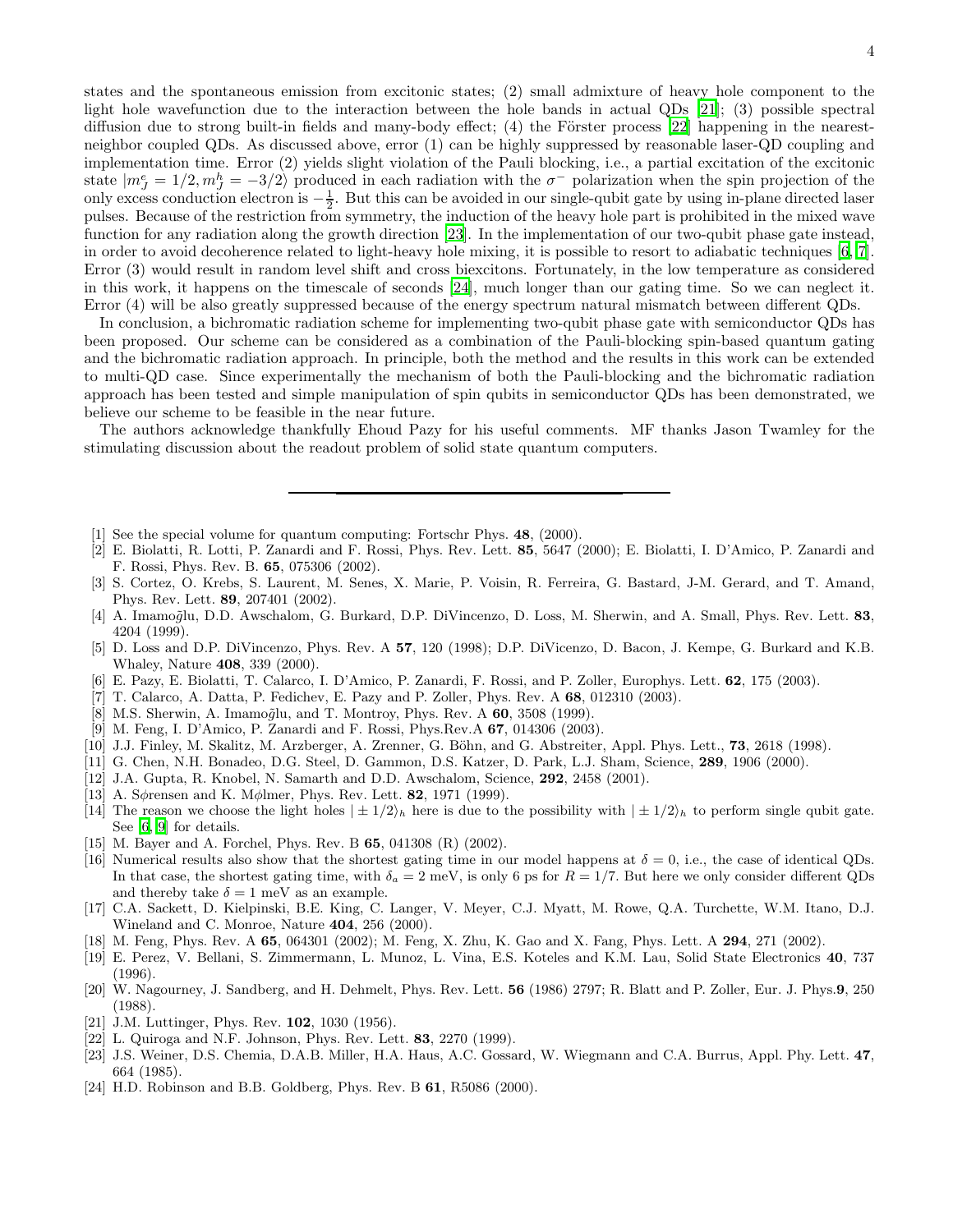states and the spontaneous emission from excitonic states; (2) small admixture of heavy hole component to the light hole wavefunction due to the interaction between the hole bands in actual QDs [21]; (3) possible spectral diffusion due to strong built-in fields and many-body effect; (4) the Förster process [22] happening in the nearest-neighbor coupled QDs. As discussed above, error (1) can be highly suppressed by reasonable laser-QD coupling and implementation time. Error (2) yields slight violation of the Pauli blocking, i.e., a partial excitation of the excitonic state $|m_J^e = 1/2, m_J^h = -3/2\rangle$ produced in each radiation with the $\sigma^-$ polarization when the spin projection of the only excess conduction electron is $-\frac{1}{2}$. But this can be avoided in our single-qubit gate by using in-plane directed laser pulses. Because of the restriction from symmetry, the induction of the heavy hole part is prohibited in the mixed wave function for any radiation along the growth direction [23]. In the implementation of our two-qubit phase gate instead, in order to avoid decoherence related to light-heavy hole mixing, it is possible to resort to adiabatic techniques [6, 7]. Error (3) would result in random level shift and cross biexcitons. Fortunately, in the low temperature as considered in this work, it happens on the timescale of seconds [24], much longer than our gating time. So we can neglect it. Error (4) will be also greatly suppressed because of the energy spectrum natural mismatch between different QDs.

In conclusion, a bichromatic radiation scheme for implementing two-qubit phase gate with semiconductor QDs has been proposed. Our scheme can be considered as a combination of the Pauli-blocking spin-based quantum gating and the bichromatic radiation approach. In principle, both the method and the results in this work can be extended to multi-QD case. Since experimentally the mechanism of both the Pauli-blocking and the bichromatic radiation approach has been tested and simple manipulation of spin qubits in semiconductor QDs has been demonstrated, we believe our scheme to be feasible in the near future.

The authors acknowledge thankfully Ehoud Pazy for his useful comments. MF thanks Jason Twamley for the stimulating discussion about the readout problem of solid state quantum computers.

---

[1] See the special volume for quantum computing: Fortschr Phys. **48**, (2000).

[2] E. Biolatti, R. Lotti, P. Zanardi and F. Rossi, Phys. Rev. Lett. **85**, 5647 (2000); E. Biolatti, I. D'Amico, P. Zanardi and F. Rossi, Phys. Rev. B. **65**, 075306 (2002).

[3] S. Cortez, O. Krebs, S. Laurent, M. Senes, X. Marie, P. Voisin, R. Ferreira, G. Bastard, J-M. Gerard, and T. Amand, Phys. Rev. Lett. **89**, 207401 (2002).

[4] A. Imamoğlu, D.D. Awschalom, G. Burkard, D.P. DiVincenzo, D. Loss, M. Sherwin, and A. Small, Phys. Rev. Lett. **83**, 4204 (1999).

[5] D. Loss and D.P. DiVincenzo, Phys. Rev. A **57**, 120 (1998); D.P. DiVicenzo, D. Bacon, J. Kempe, G. Burkard and K.B. Whaley, Nature **408**, 339 (2000).

[6] E. Pazy, E. Biolatti, T. Calarco, I. D'Amico, P. Zanardi, F. Rossi, and P. Zoller, Europhys. Lett. **62**, 175 (2003).

[7] T. Calarco, A. Datta, P. Fedichev, E. Pazy and P. Zoller, Phys. Rev. A **68**, 012310 (2003).

[8] M.S. Sherwin, A. Imamoğlu, and T. Montroy, Phys. Rev. A **60**, 3508 (1999).

[9] M. Feng, I. D'Amico, P. Zanardi and F. Rossi, Phys.Rev.A **67**, 014306 (2003).

[10] J.J. Finley, M. Skalitz, M. Arzberger, A. Zrenner, G. Böhn, and G. Abstreiter, Appl. Phys. Lett., **73**, 2618 (1998).

[11] G. Chen, N.H. Bonadeo, D.G. Steel, D. Gammon, D.S. Katzer, D. Park, L.J. Sham, Science, **289**, 1906 (2000).

[12] J.A. Gupta, R. Knobel, N. Samarth and D.D. Awschalom, Science, **292**, 2458 (2001).

[13] A. S$\phi$rensen and K. M$\phi$lmer, Phys. Rev. Lett. **82**, 1971 (1999).

[14] The reason we choose the light holes $|\pm 1/2\rangle_h$ here is due to the possibility with $|\pm 1/2\rangle_h$ to perform single qubit gate. See [6, 9] for details.

[15] M. Bayer and A. Forchel, Phys. Rev. B **65**, 041308 (R) (2002).

[16] Numerical results also show that the shortest gating time in our model happens at $\delta = 0$, i.e., the case of identical QDs. In that case, the shortest gating time, with $\delta_a = 2$ meV, is only 6 ps for $R = 1/7$. But here we only consider different QDs and thereby take $\delta = 1$ meV as an example.

[17] C.A. Sackett, D. Kielpinski, B.E. King, C. Langer, V. Meyer, C.J. Myatt, M. Rowe, Q.A. Turchette, W.M. Itano, D.J. Wineland and C. Monroe, Nature **404**, 256 (2000).

[18] M. Feng, Phys. Rev. A **65**, 064301 (2002); M. Feng, X. Zhu, K. Gao and X. Fang, Phys. Lett. A **294**, 271 (2002).

[19] E. Perez, V. Bellani, S. Zimmermann, L. Munoz, L. Vina, E.S. Koteles and K.M. Lau, Solid State Electronics **40**, 737 (1996).

[20] W. Nagourney, J. Sandberg, and H. Dehmelt, Phys. Rev. Lett. **56** (1986) 2797; R. Blatt and P. Zoller, Eur. J. Phys.**9**, 250 (1988).

[21] J.M. Luttinger, Phys. Rev. **102**, 1030 (1956).

[22] L. Quiroga and N.F. Johnson, Phys. Rev. Lett. **83**, 2270 (1999).

[23] J.S. Weiner, D.S. Chemia, D.A.B. Miller, H.A. Haus, A.C. Gossard, W. Wiegmann and C.A. Burrus, Appl. Phy. Lett. **47**, 664 (1985).

[24] H.D. Robinson and B.B. Goldberg, Phys. Rev. B **61**, R5086 (2000).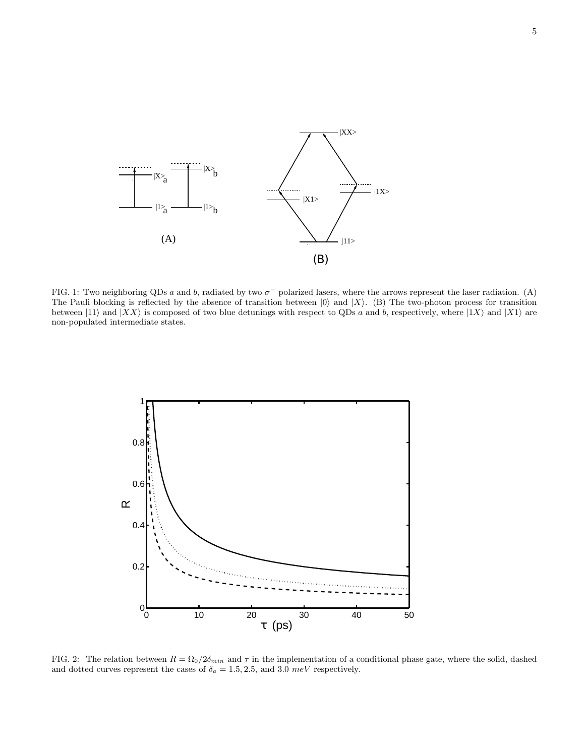|X>a

|1>a

|X>b

|1>b

(A)

|XX>

|X1>

|1X>

|11>

(B)

FIG. 1: Two neighboring QDs $a$ and $b$, radiated by two $\sigma^-$ polarized lasers, where the arrows represent the laser radiation. (A) The Pauli blocking is reflected by the absence of transition between $|0\rangle$ and $|X\rangle$. (B) The two-photon process for transition between $|11\rangle$ and $|XX\rangle$ is composed of two blue detunings with respect to QDs $a$ and $b$, respectively, where $|1X\rangle$ and $|X1\rangle$ are non-populated intermediate states.

R

1

0.8

0.6

0.4

0.2

0

0

10

20

30

40

50

τ (ps)

FIG. 2: The relation between $R = \Omega_0/2\delta_{min}$ and $\tau$ in the implementation of a conditional phase gate, where the solid, dashed and dotted curves represent the cases of $\delta_a = 1.5, 2.5,$ and $3.0$ $meV$ respectively.